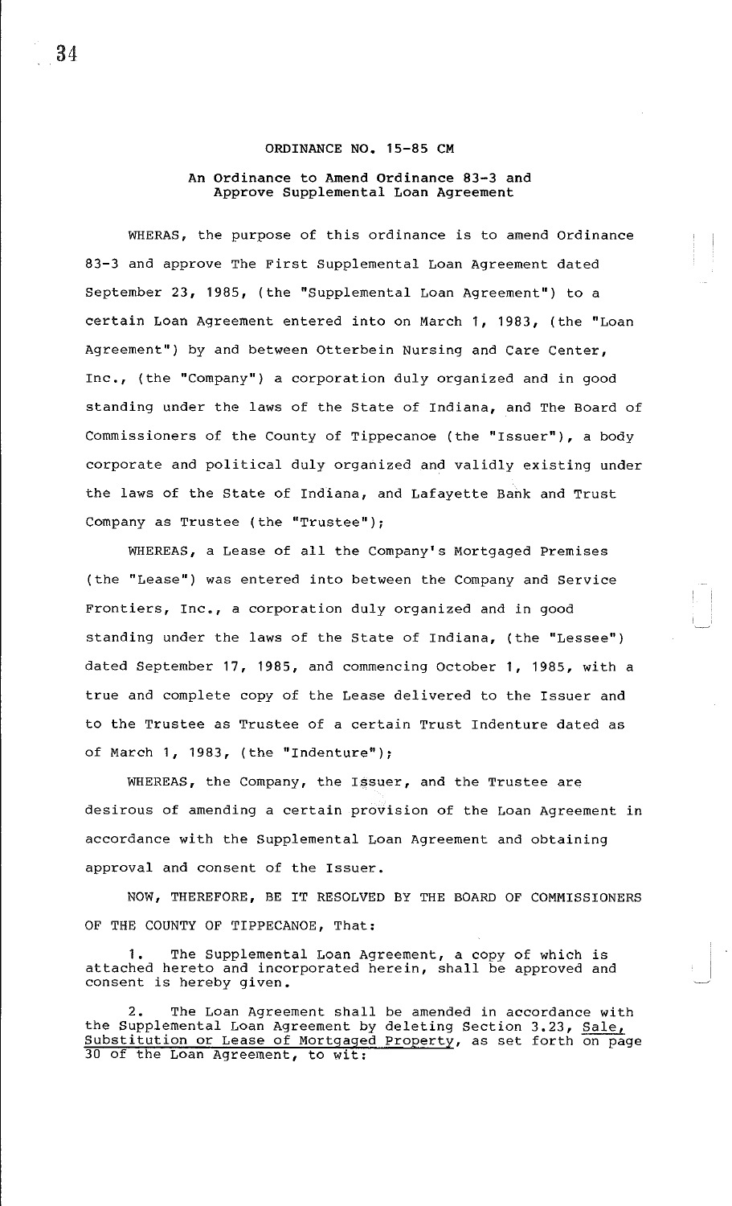ORDINANCE NO. 15-85 CM

An Ordinance to Amend Ordinance 83-3 and Approve Supplemental Loan Agreement

WHERAS, the purpose of this ordinance is to amend Ordinance 83-3 and approve The First Supplemental Loan Agreement dated September 23, 1985, (the "Supplemental Loan Agreement") to a certain Loan Agreement entered into on March 1, 1983, (the "Loan Agreement") by and between Otterbein Nursing and Care Center, Inc., (the "Company") a corporation duly organized and in good standing under the laws of the State of Indiana, and The Board of Commissioners of the County of Tippecanoe (the "Issuer"), a body corporate and political duly organized and validly existing under the laws of the State of Indiana, and Lafayette Bank and Trust Company as Trustee (the "Trustee");

WHEREAS, a Lease of all the Company's Mortgaged Premises (the "Lease") was entered into between the Company and Service Frontiers, Inc., a corporation duly organized and in good standing under the laws of the State of Indiana, (the "Lessee") dated September 17, 1985, and commencing October 1, 1985, with a true and complete copy of the Lease delivered to the Issuer and to the Trustee as Trustee of a certain Trust Indenture dated as of March 1, 1983, (the "Indenture");

WHEREAS, the Company, the Issuer, and the Trustee are desirous of amending a certain provision of the Loan Agreement in accordance with the Supplemental Loan Agreement and obtaining approval and consent of the Issuer.

NOW, THEREFORE, BE IT RESOLVED BY THE BOARD OF COMMISSIONERS OF THE COUNTY OF TIPPECANOE, That:

1. The Supplemental Loan Agreement, a copy of which is attached hereto and incorporated herein, shall be approved and consent is hereby given.

2. The Loan Agreement shall be amended in accordance with the Supplemental Loan Agreement by deleting Section 3.23, Sale, Substitution or Lease of Mortgaged Property, as set forth on page 30 of the Loan Agreement, to wit: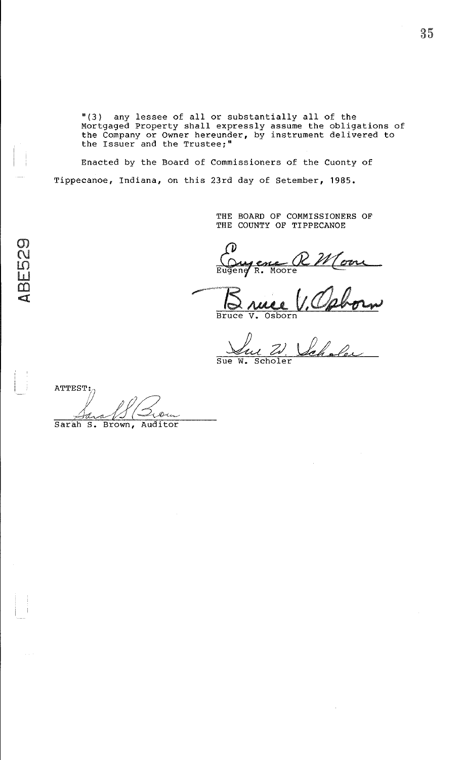"(3) any lessee of all or substantially all of the Mortgaged Property shall expressly assume the obligations of the Company or Owner hereunder, by instrument delivered to the Issuer and the Trustee;"

Enacted by the Board of Commissioners of the Cuonty of Tippecanoe, Indiana, on this 23rd day of Setember, 1985.

THE BOARD OF COMMISSIONERS OF
THE COUNTY OF TIPPECANOE

Eugene R. Moore

Bruce V. Osborn

Sue W. Scholer

ATTEST:

Sarah S. Brown, Auditor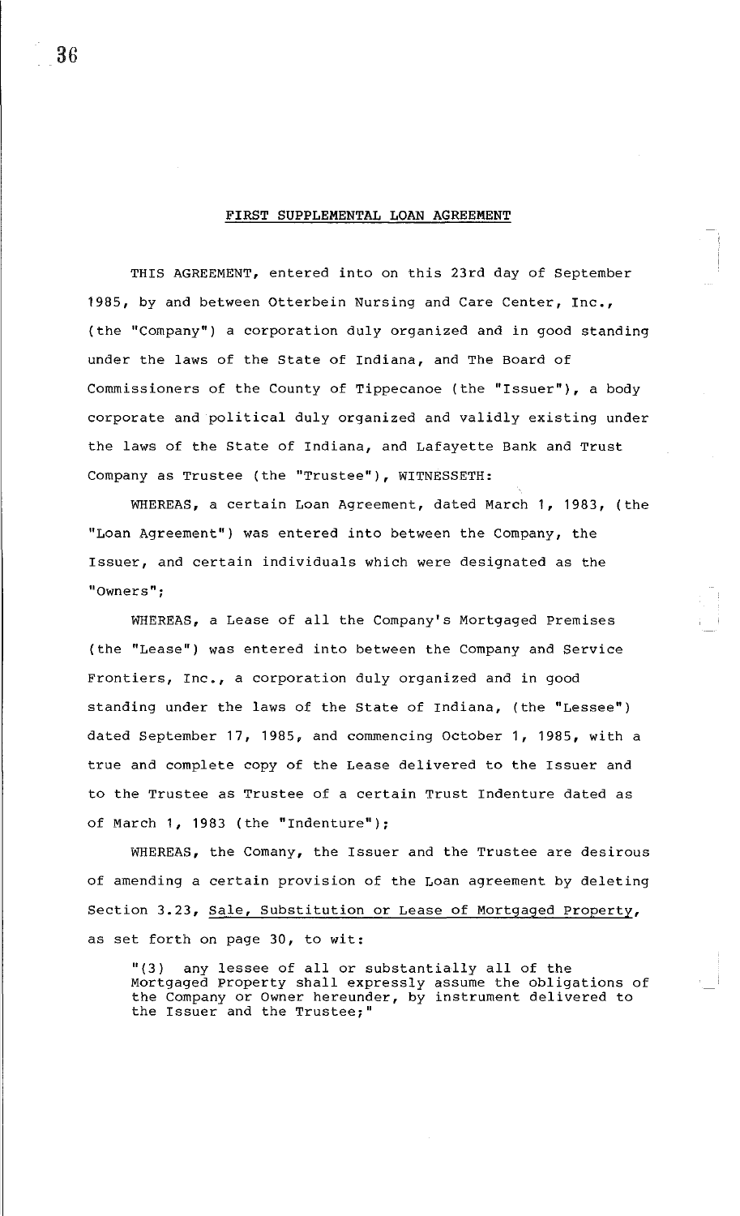## FIRST SUPPLEMENTAL LOAN AGREEMENT

THIS AGREEMENT, entered into on this 23rd day of September 1985, by and between Otterbein Nursing and Care Center, Inc., (the "Company") a corporation duly organized and in good standing under the laws of the State of Indiana, and The Board of Commissioners of the County of Tippecanoe (the "Issuer"), a body corporate and political duly organized and validly existing under the laws of the State of Indiana, and Lafayette Bank and Trust Company as Trustee (the "Trustee"), WITNESSETH:

WHEREAS, a certain Loan Agreement, dated March 1, 1983, (the "Loan Agreement") was entered into between the Company, the Issuer, and certain individuals which were designated as the "Owners";

WHEREAS, a Lease of all the Company's Mortgaged Premises (the "Lease") was entered into between the Company and Service Frontiers, Inc., a corporation duly organized and in good standing under the laws of the State of Indiana, (the "Lessee") dated September 17, 1985, and commencing October 1, 1985, with a true and complete copy of the Lease delivered to the Issuer and to the Trustee as Trustee of a certain Trust Indenture dated as of March 1, 1983 (the "Indenture");

WHEREAS, the Comany, the Issuer and the Trustee are desirous of amending a certain provision of the Loan agreement by deleting Section 3.23, Sale, Substitution or Lease of Mortgaged Property, as set forth on page 30, to wit:

> "(3) any lessee of all or substantially all of the Mortgaged Property shall expressly assume the obligations of the Company or Owner hereunder, by instrument delivered to the Issuer and the Trustee;"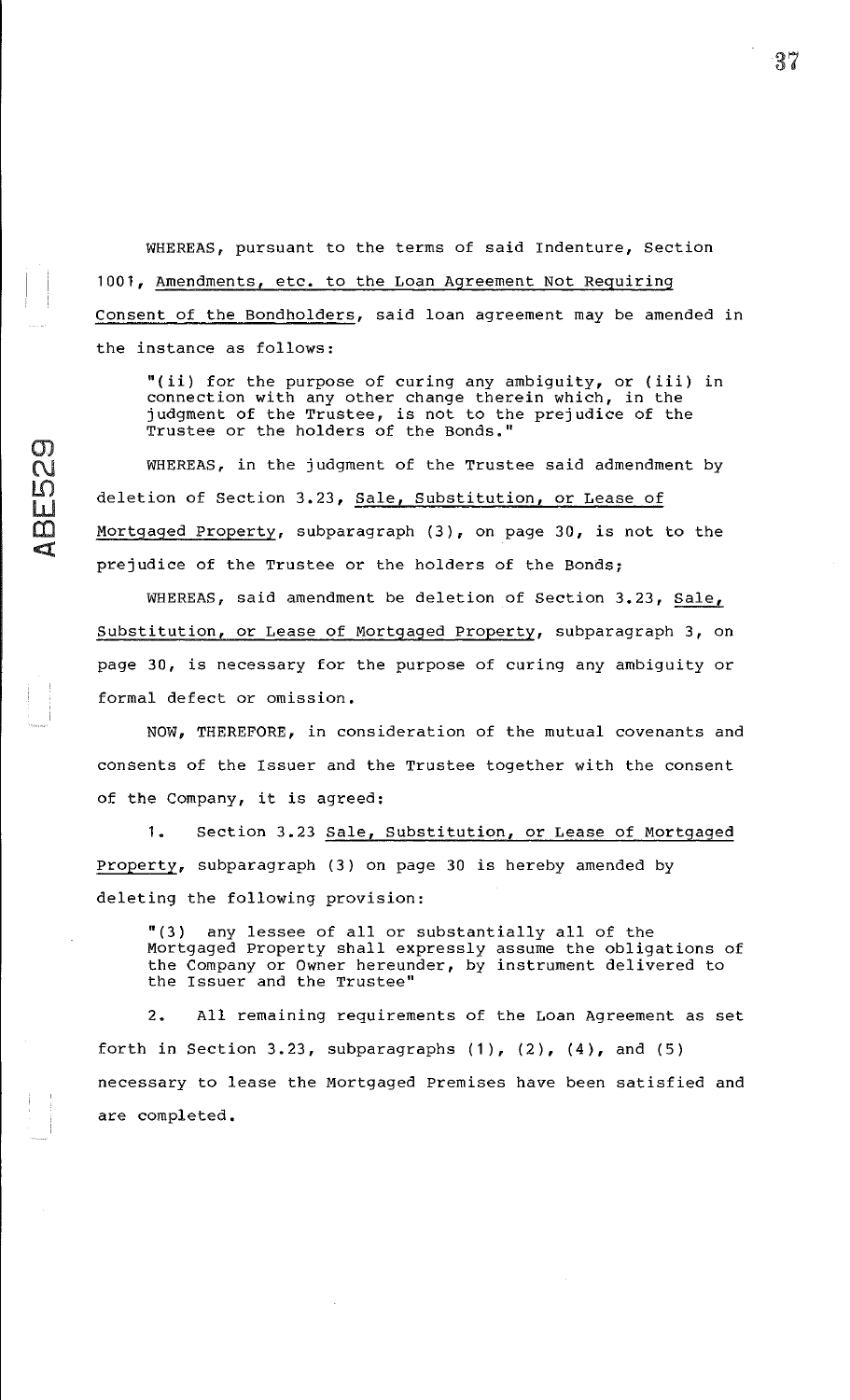WHEREAS, pursuant to the terms of said Indenture, Section 1001, <u>Amendments, etc. to the Loan Agreement Not Requiring Consent of the Bondholders</u>, said loan agreement may be amended in the instance as follows:

> "(ii) for the purpose of curing any ambiguity, or (iii) in connection with any other change therein which, in the judgment of the Trustee, is not to the prejudice of the Trustee or the holders of the Bonds."

WHEREAS, in the judgment of the Trustee said admendment by deletion of Section 3.23, <u>Sale, Substitution, or Lease of Mortgaged Property</u>, subparagraph (3), on page 30, is not to the prejudice of the Trustee or the holders of the Bonds;

WHEREAS, said amendment be deletion of Section 3.23, <u>Sale, Substitution, or Lease of Mortgaged Property</u>, subparagraph 3, on page 30, is necessary for the purpose of curing any ambiguity or formal defect or omission.

NOW, THEREFORE, in consideration of the mutual covenants and consents of the Issuer and the Trustee together with the consent of the Company, it is agreed:

1. Section 3.23 <u>Sale, Substitution, or Lease of Mortgaged Property</u>, subparagraph (3) on page 30 is hereby amended by deleting the following provision:

> "(3) any lessee of all or substantially all of the Mortgaged Property shall expressly assume the obligations of the Company or Owner hereunder, by instrument delivered to the Issuer and the Trustee"

2. All remaining requirements of the Loan Agreement as set forth in Section 3.23, subparagraphs (1), (2), (4), and (5) necessary to lease the Mortgaged Premises have been satisfied and are completed.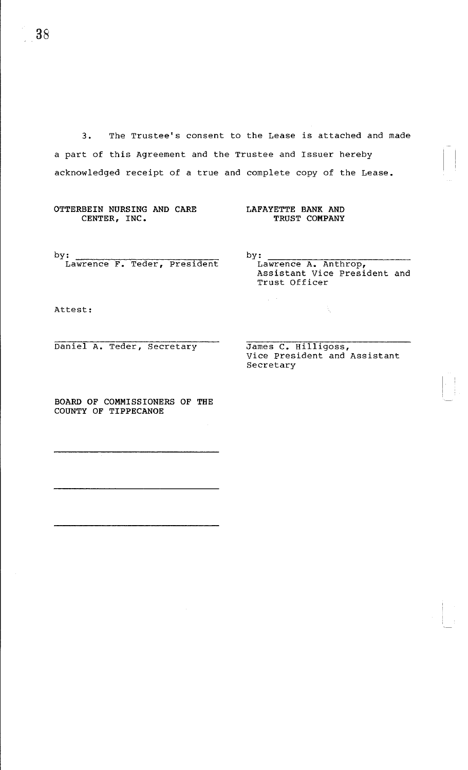3. The Trustee's consent to the Lease is attached and made a part of this Agreement and the Trustee and Issuer hereby acknowledged receipt of a true and complete copy of the Lease.

OTTERBEIN NURSING AND CARE CENTER, INC.

by: ______________________
Lawrence F. Teder, President

Attest:

______________________
Daniel A. Teder, Secretary

LAFAYETTE BANK AND TRUST COMPANY

by: ______________________
Lawrence A. Anthrop, Assistant Vice President and Trust Officer

______________________
James C. Hilligoss, Vice President and Assistant Secretary

BOARD OF COMMISSIONERS OF THE COUNTY OF TIPPECANOE

______________________

______________________

______________________